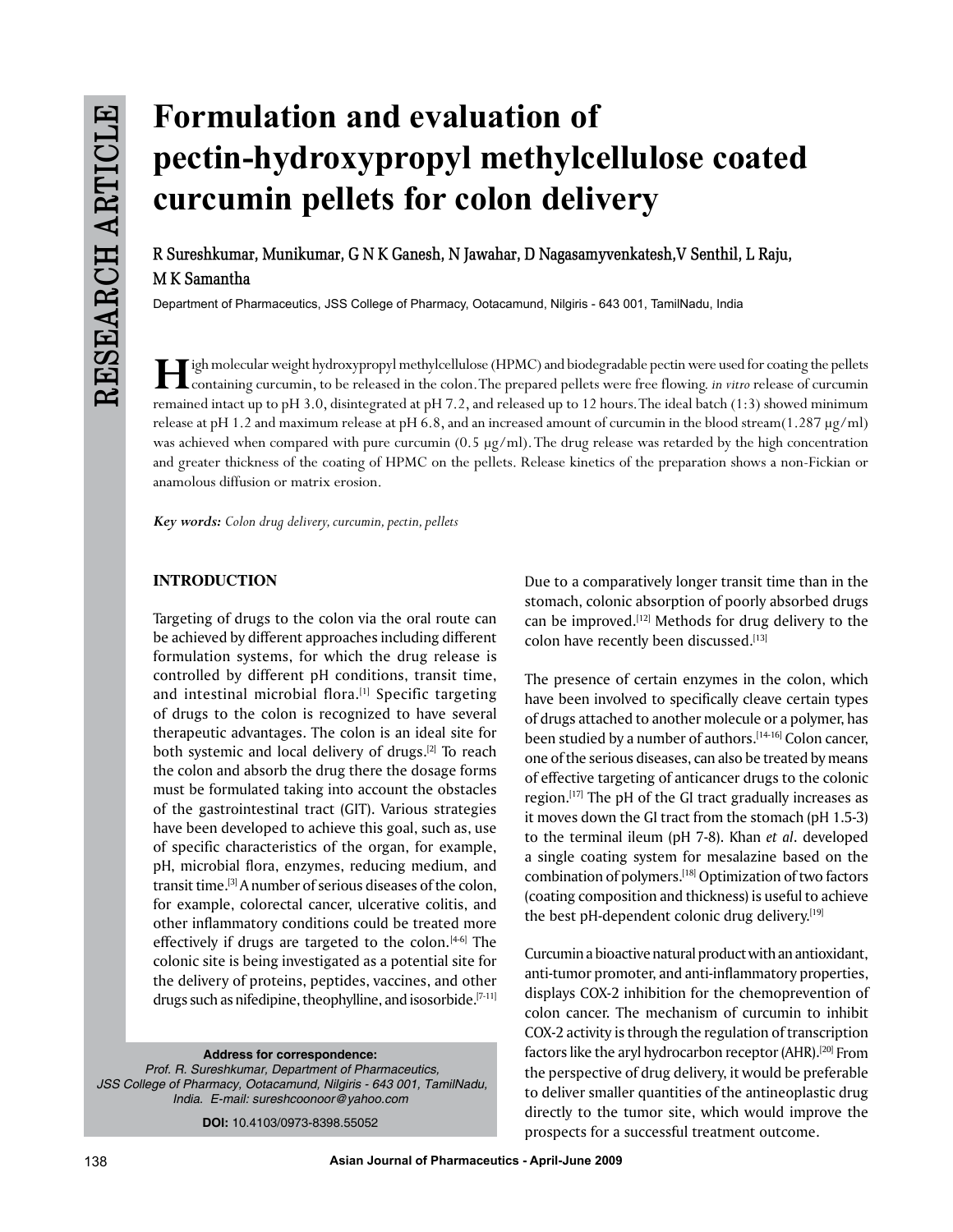# Formulation and evaluation of pectin-hydroxypropyl methylcellulose coated curcumin pellets for colon delivery

**R Sureshkumar, Munikumar, G N K Ganesh, N Jawahar, D Nagasamyvenkatesh, V Senthil, L Raju, M K Samantha**

Department of Pharmaceutics, JSS College of Pharmacy, Ootacamund, Nilgiris - 643 001, TamilNadu, India

High molecular weight hydroxypropyl methylcellulose (HPMC) and biodegradable pectin were used for coating the pellets containing curcumin, to be released in the colon. The prepared pellets were free flowing. *in vitro* release of curcumin remained intact up to pH 3.0, disintegrated at pH 7.2, and released up to 12 hours. The ideal batch (1:3) showed minimum release at pH 1.2 and maximum release at pH 6.8, and an increased amount of curcumin in the blood stream(1.287 μg/ml) was achieved when compared with pure curcumin (0.5 μg/ml). The drug release was retarded by the high concentration and greater thickness of the coating of HPMC on the pellets. Release kinetics of the preparation shows a non-Fickian or anamolous diffusion or matrix erosion.

***Key words:*** *Colon drug delivery, curcumin, pectin, pellets*

## INTRODUCTION

Targeting of drugs to the colon via the oral route can be achieved by different approaches including different formulation systems, for which the drug release is controlled by different pH conditions, transit time, and intestinal microbial flora.[1] Specific targeting of drugs to the colon is recognized to have several therapeutic advantages. The colon is an ideal site for both systemic and local delivery of drugs.[2] To reach the colon and absorb the drug there the dosage forms must be formulated taking into account the obstacles of the gastrointestinal tract (GIT). Various strategies have been developed to achieve this goal, such as, use of specific characteristics of the organ, for example, pH, microbial flora, enzymes, reducing medium, and transit time.[3] A number of serious diseases of the colon, for example, colorectal cancer, ulcerative colitis, and other inflammatory conditions could be treated more effectively if drugs are targeted to the colon.[4-6] The colonic site is being investigated as a potential site for the delivery of proteins, peptides, vaccines, and other drugs such as nifedipine, theophylline, and isosorbide.[7-11] Due to a comparatively longer transit time than in the stomach, colonic absorption of poorly absorbed drugs can be improved.[12] Methods for drug delivery to the colon have recently been discussed.[13]

The presence of certain enzymes in the colon, which have been involved to specifically cleave certain types of drugs attached to another molecule or a polymer, has been studied by a number of authors.[14-16] Colon cancer, one of the serious diseases, can also be treated by means of effective targeting of anticancer drugs to the colonic region.[17] The pH of the GI tract gradually increases as it moves down the GI tract from the stomach (pH 1.5-3) to the terminal ileum (pH 7-8). Khan *et al*. developed a single coating system for mesalazine based on the combination of polymers.[18] Optimization of two factors (coating composition and thickness) is useful to achieve the best pH-dependent colonic drug delivery.[19]

Curcumin a bioactive natural product with an antioxidant, anti-tumor promoter, and anti-inflammatory properties, displays COX-2 inhibition for the chemoprevention of colon cancer. The mechanism of curcumin to inhibit COX-2 activity is through the regulation of transcription factors like the aryl hydrocarbon receptor (AHR).[20] From the perspective of drug delivery, it would be preferable to deliver smaller quantities of the antineoplastic drug directly to the tumor site, which would improve the prospects for a successful treatment outcome.

**Address for correspondence:**
*Prof. R. Sureshkumar, Department of Pharmaceutics, JSS College of Pharmacy, Ootacamund, Nilgiris - 643 001, TamilNadu, India. E-mail: sureshcoonoor@yahoo.com*

**DOI:** 10.4103/0973-8398.55052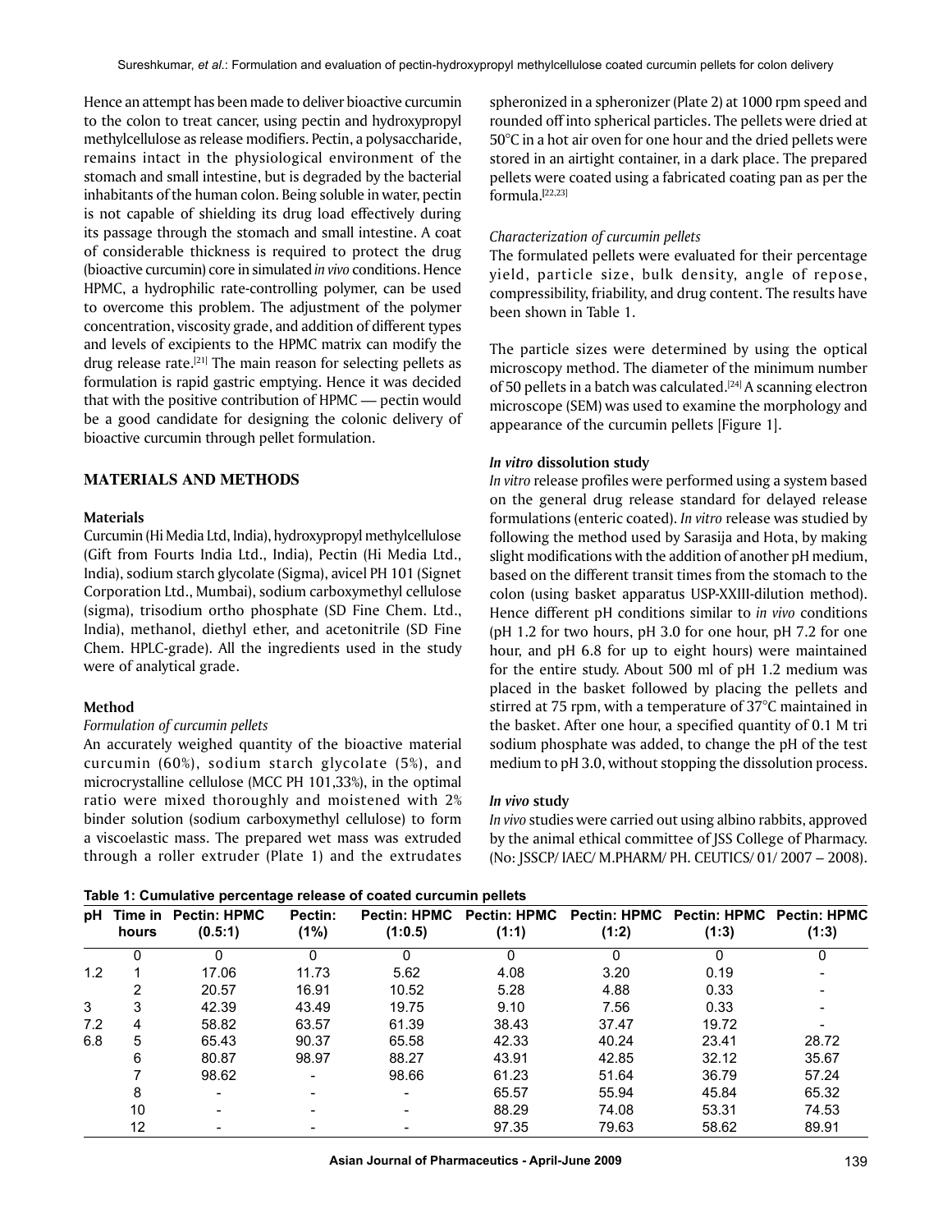Hence an attempt has been made to deliver bioactive curcumin to the colon to treat cancer, using pectin and hydroxypropyl methylcellulose as release modifiers. Pectin, a polysaccharide, remains intact in the physiological environment of the stomach and small intestine, but is degraded by the bacterial inhabitants of the human colon. Being soluble in water, pectin is not capable of shielding its drug load effectively during its passage through the stomach and small intestine. A coat of considerable thickness is required to protect the drug (bioactive curcumin) core in simulated *in vivo* conditions. Hence HPMC, a hydrophilic rate-controlling polymer, can be used to overcome this problem. The adjustment of the polymer concentration, viscosity grade, and addition of different types and levels of excipients to the HPMC matrix can modify the drug release rate.[21] The main reason for selecting pellets as formulation is rapid gastric emptying. Hence it was decided that with the positive contribution of HPMC — pectin would be a good candidate for designing the colonic delivery of bioactive curcumin through pellet formulation.

## MATERIALS AND METHODS

### Materials

Curcumin (Hi Media Ltd, India), hydroxypropyl methylcellulose (Gift from Fourts India Ltd., India), Pectin (Hi Media Ltd., India), sodium starch glycolate (Sigma), avicel PH 101 (Signet Corporation Ltd., Mumbai), sodium carboxymethyl cellulose (sigma), trisodium ortho phosphate (SD Fine Chem. Ltd., India), methanol, diethyl ether, and acetonitrile (SD Fine Chem. HPLC-grade). All the ingredients used in the study were of analytical grade.

### Method

*Formulation of curcumin pellets*

An accurately weighed quantity of the bioactive material curcumin (60%), sodium starch glycolate (5%), and microcrystalline cellulose (MCC PH 101,33%), in the optimal ratio were mixed thoroughly and moistened with 2% binder solution (sodium carboxymethyl cellulose) to form a viscoelastic mass. The prepared wet mass was extruded through a roller extruder (Plate 1) and the extrudates spheronized in a spheronizer (Plate 2) at 1000 rpm speed and rounded off into spherical particles. The pellets were dried at 50°C in a hot air oven for one hour and the dried pellets were stored in an airtight container, in a dark place. The prepared pellets were coated using a fabricated coating pan as per the formula.[22,23]

*Characterization of curcumin pellets*

The formulated pellets were evaluated for their percentage yield, particle size, bulk density, angle of repose, compressibility, friability, and drug content. The results have been shown in Table 1.

The particle sizes were determined by using the optical microscopy method. The diameter of the minimum number of 50 pellets in a batch was calculated.[24] A scanning electron microscope (SEM) was used to examine the morphology and appearance of the curcumin pellets [Figure 1].

### *In vitro* dissolution study

*In vitro* release profiles were performed using a system based on the general drug release standard for delayed release formulations (enteric coated). *In vitro* release was studied by following the method used by Sarasija and Hota, by making slight modifications with the addition of another pH medium, based on the different transit times from the stomach to the colon (using basket apparatus USP-XXIII-dilution method). Hence different pH conditions similar to *in vivo* conditions (pH 1.2 for two hours, pH 3.0 for one hour, pH 7.2 for one hour, and pH 6.8 for up to eight hours) were maintained for the entire study. About 500 ml of pH 1.2 medium was placed in the basket followed by placing the pellets and stirred at 75 rpm, with a temperature of 37°C maintained in the basket. After one hour, a specified quantity of 0.1 M tri sodium phosphate was added, to change the pH of the test medium to pH 3.0, without stopping the dissolution process.

### *In vivo* study

*In vivo* studies were carried out using albino rabbits, approved by the animal ethical committee of JSS College of Pharmacy. (No: JSSCP/ IAEC/ M.PHARM/ PH. CEUTICS/ 01/ 2007 – 2008).

**Table 1: Cumulative percentage release of coated curcumin pellets**

| pH | Time in hours | Pectin: HPMC (0.5:1) | Pectin: (1%) | Pectin: HPMC (1:0.5) | Pectin: HPMC (1:1) | Pectin: HPMC (1:2) | Pectin: HPMC (1:3) | Pectin: HPMC (1:3) |
|---|---|---|---|---|---|---|---|---|
| | 0 | 0 | 0 | 0 | 0 | 0 | 0 | 0 |
| 1.2 | 1 | 17.06 | 11.73 | 5.62 | 4.08 | 3.20 | 0.19 | - |
| | 2 | 20.57 | 16.91 | 10.52 | 5.28 | 4.88 | 0.33 | - |
| 3 | 3 | 42.39 | 43.49 | 19.75 | 9.10 | 7.56 | 0.33 | - |
| 7.2 | 4 | 58.82 | 63.57 | 61.39 | 38.43 | 37.47 | 19.72 | - |
| 6.8 | 5 | 65.43 | 90.37 | 65.58 | 42.33 | 40.24 | 23.41 | 28.72 |
| | 6 | 80.87 | 98.97 | 88.27 | 43.91 | 42.85 | 32.12 | 35.67 |
| | 7 | 98.62 | - | 98.66 | 61.23 | 51.64 | 36.79 | 57.24 |
| | 8 | - | - | - | 65.57 | 55.94 | 45.84 | 65.32 |
| | 10 | - | - | - | 88.29 | 74.08 | 53.31 | 74.53 |
| | 12 | - | - | - | 97.35 | 79.63 | 58.62 | 89.91 |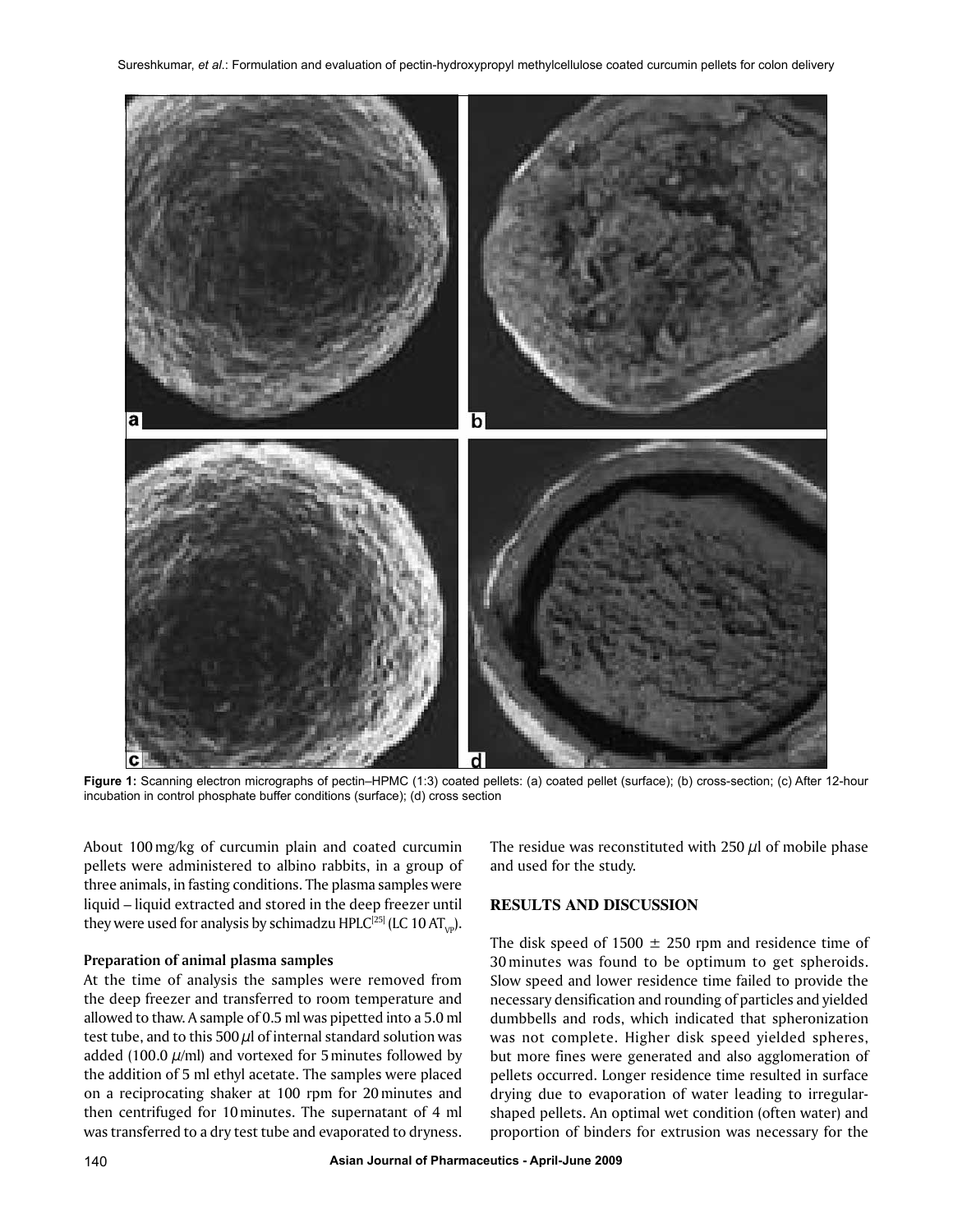Figure 1: Scanning electron micrographs of pectin–HPMC (1:3) coated pellets: (a) coated pellet (surface); (b) cross-section; (c) After 12-hour incubation in control phosphate buffer conditions (surface); (d) cross section

About 100 mg/kg of curcumin plain and coated curcumin pellets were administered to albino rabbits, in a group of three animals, in fasting conditions. The plasma samples were liquid – liquid extracted and stored in the deep freezer until they were used for analysis by schimadzu HPLC[25] (LC 10 $AT_{vp}$).

### Preparation of animal plasma samples

At the time of analysis the samples were removed from the deep freezer and transferred to room temperature and allowed to thaw. A sample of 0.5 ml was pipetted into a 5.0 ml test tube, and to this 500 $\mu$l of internal standard solution was added (100.0 $\mu$/ml) and vortexed for 5 minutes followed by the addition of 5 ml ethyl acetate. The samples were placed on a reciprocating shaker at 100 rpm for 20 minutes and then centrifuged for 10 minutes. The supernatant of 4 ml was transferred to a dry test tube and evaporated to dryness. The residue was reconstituted with 250 $\mu$l of mobile phase and used for the study.

## RESULTS AND DISCUSSION

The disk speed of 1500 $\pm$ 250 rpm and residence time of 30 minutes was found to be optimum to get spheroids. Slow speed and lower residence time failed to provide the necessary densification and rounding of particles and yielded dumbbells and rods, which indicated that spheronization was not complete. Higher disk speed yielded spheres, but more fines were generated and also agglomeration of pellets occurred. Longer residence time resulted in surface drying due to evaporation of water leading to irregular-shaped pellets. An optimal wet condition (often water) and proportion of binders for extrusion was necessary for the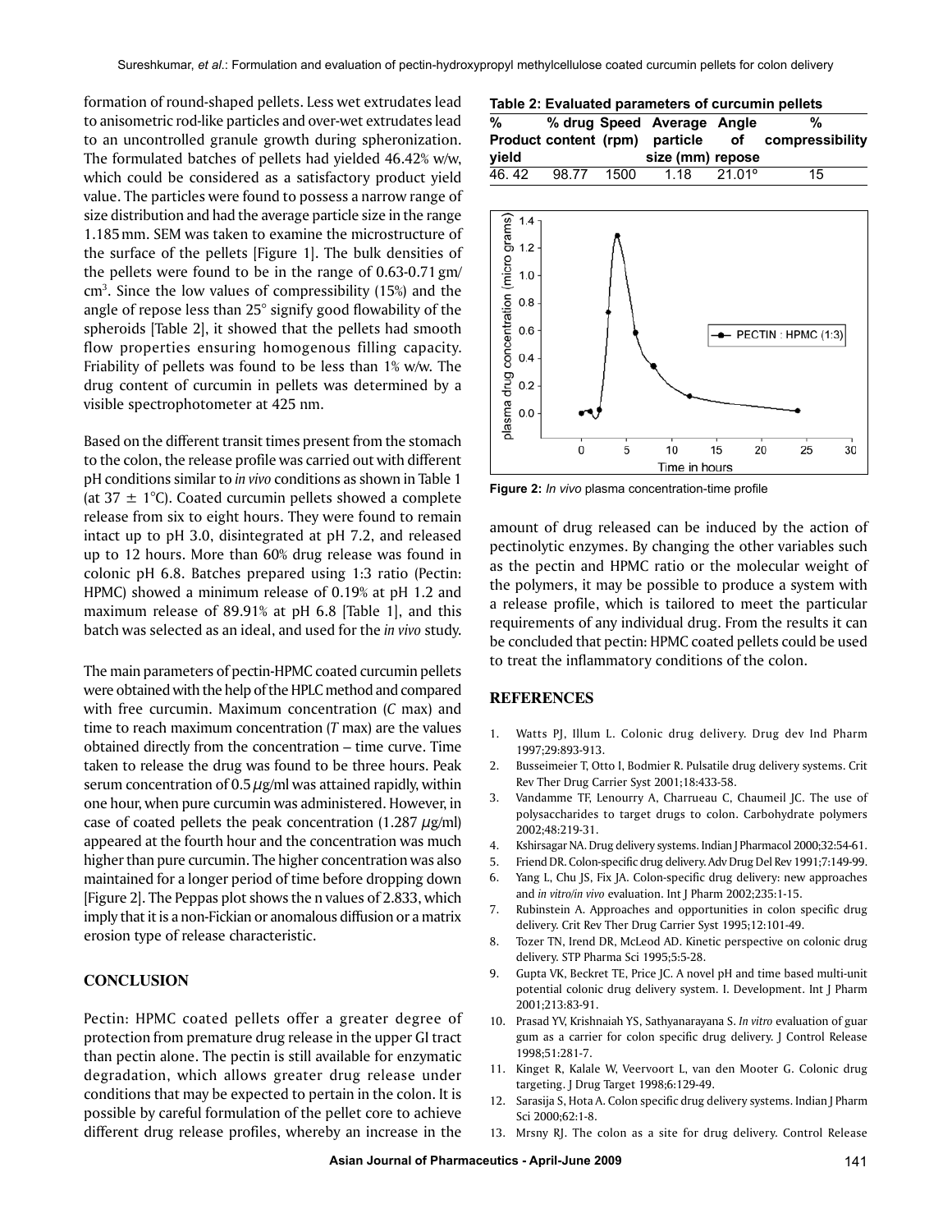formation of round-shaped pellets. Less wet extrudates lead to anisometric rod-like particles and over-wet extrudates lead to an uncontrolled granule growth during spheronization. The formulated batches of pellets had yielded 46.42% w/w, which could be considered as a satisfactory product yield value. The particles were found to possess a narrow range of size distribution and had the average particle size in the range 1.185 mm. SEM was taken to examine the microstructure of the surface of the pellets [Figure 1]. The bulk densities of the pellets were found to be in the range of 0.63-0.71 gm/cm$^3$. Since the low values of compressibility (15%) and the angle of repose less than 25° signify good flowability of the spheroids [Table 2], it showed that the pellets had smooth flow properties ensuring homogenous filling capacity. Friability of pellets was found to be less than 1% w/w. The drug content of curcumin in pellets was determined by a visible spectrophotometer at 425 nm.

Based on the different transit times present from the stomach to the colon, the release profile was carried out with different pH conditions similar to *in vivo* conditions as shown in Table 1 (at 37 ± 1°C). Coated curcumin pellets showed a complete release from six to eight hours. They were found to remain intact up to pH 3.0, disintegrated at pH 7.2, and released up to 12 hours. More than 60% drug release was found in colonic pH 6.8. Batches prepared using 1:3 ratio (Pectin: HPMC) showed a minimum release of 0.19% at pH 1.2 and maximum release of 89.91% at pH 6.8 [Table 1], and this batch was selected as an ideal, and used for the *in vivo* study.

The main parameters of pectin-HPMC coated curcumin pellets were obtained with the help of the HPLC method and compared with free curcumin. Maximum concentration (*C* max) and time to reach maximum concentration (*T* max) are the values obtained directly from the concentration – time curve. Time taken to release the drug was found to be three hours. Peak serum concentration of 0.5 $\mu$g/ml was attained rapidly, within one hour, when pure curcumin was administered. However, in case of coated pellets the peak concentration (1.287 $\mu$g/ml) appeared at the fourth hour and the concentration was much higher than pure curcumin. The higher concentration was also maintained for a longer period of time before dropping down [Figure 2]. The Peppas plot shows the n values of 2.833, which imply that it is a non-Fickian or anomalous diffusion or a matrix erosion type of release characteristic.

**Table 2: Evaluated parameters of curcumin pellets**

| % Product yield | % drug content | Speed (rpm) | Average particle size (mm) | Angle of repose | % compressibility |
|---|---|---|---|---|---|
| 46. 42 | 98.77 | 1500 | 1.18 | 21.01° | 15 |

**Figure 2:** *In vivo* plasma concentration-time profile

## CONCLUSION

Pectin: HPMC coated pellets offer a greater degree of protection from premature drug release in the upper GI tract than pectin alone. The pectin is still available for enzymatic degradation, which allows greater drug release under conditions that may be expected to pertain in the colon. It is possible by careful formulation of the pellet core to achieve different drug release profiles, whereby an increase in the amount of drug released can be induced by the action of pectinolytic enzymes. By changing the other variables such as the pectin and HPMC ratio or the molecular weight of the polymers, it may be possible to produce a system with a release profile, which is tailored to meet the particular requirements of any individual drug. From the results it can be concluded that pectin: HPMC coated pellets could be used to treat the inflammatory conditions of the colon.

## REFERENCES

1. Watts PJ, Illum L. Colonic drug delivery. Drug dev Ind Pharm 1997;29:893-913.
2. Busseimeier T, Otto I, Bodmier R. Pulsatile drug delivery systems. Crit Rev Ther Drug Carrier Syst 2001;18:433-58.
3. Vandamme TF, Lenourry A, Charrueau C, Chaumeil JC. The use of polysaccharides to target drugs to colon. Carbohydrate polymers 2002;48:219-31.
4. Kshirsagar NA. Drug delivery systems. Indian J Pharmacol 2000;32:54-61.
5. Friend DR. Colon-specific drug delivery. Adv Drug Del Rev 1991;7:149-99.
6. Yang L, Chu JS, Fix JA. Colon-specific drug delivery: new approaches and *in vitro*/*in vivo* evaluation. Int J Pharm 2002;235:1-15.
7. Rubinstein A. Approaches and opportunities in colon specific drug delivery. Crit Rev Ther Drug Carrier Syst 1995;12:101-49.
8. Tozer TN, Irend DR, McLeod AD. Kinetic perspective on colonic drug delivery. STP Pharma Sci 1995;5:5-28.
9. Gupta VK, Beckret TE, Price JC. A novel pH and time based multi-unit potential colonic drug delivery system. I. Development. Int J Pharm 2001;213:83-91.
10. Prasad YV, Krishnaiah YS, Sathyanarayana S. *In vitro* evaluation of guar gum as a carrier for colon specific drug delivery. J Control Release 1998;51:281-7.
11. Kinget R, Kalale W, Veervoort L, van den Mooter G. Colonic drug targeting. J Drug Target 1998;6:129-49.
12. Sarasija S, Hota A. Colon specific drug delivery systems. Indian J Pharm Sci 2000;62:1-8.
13. Mrsny RJ. The colon as a site for drug delivery. Control Release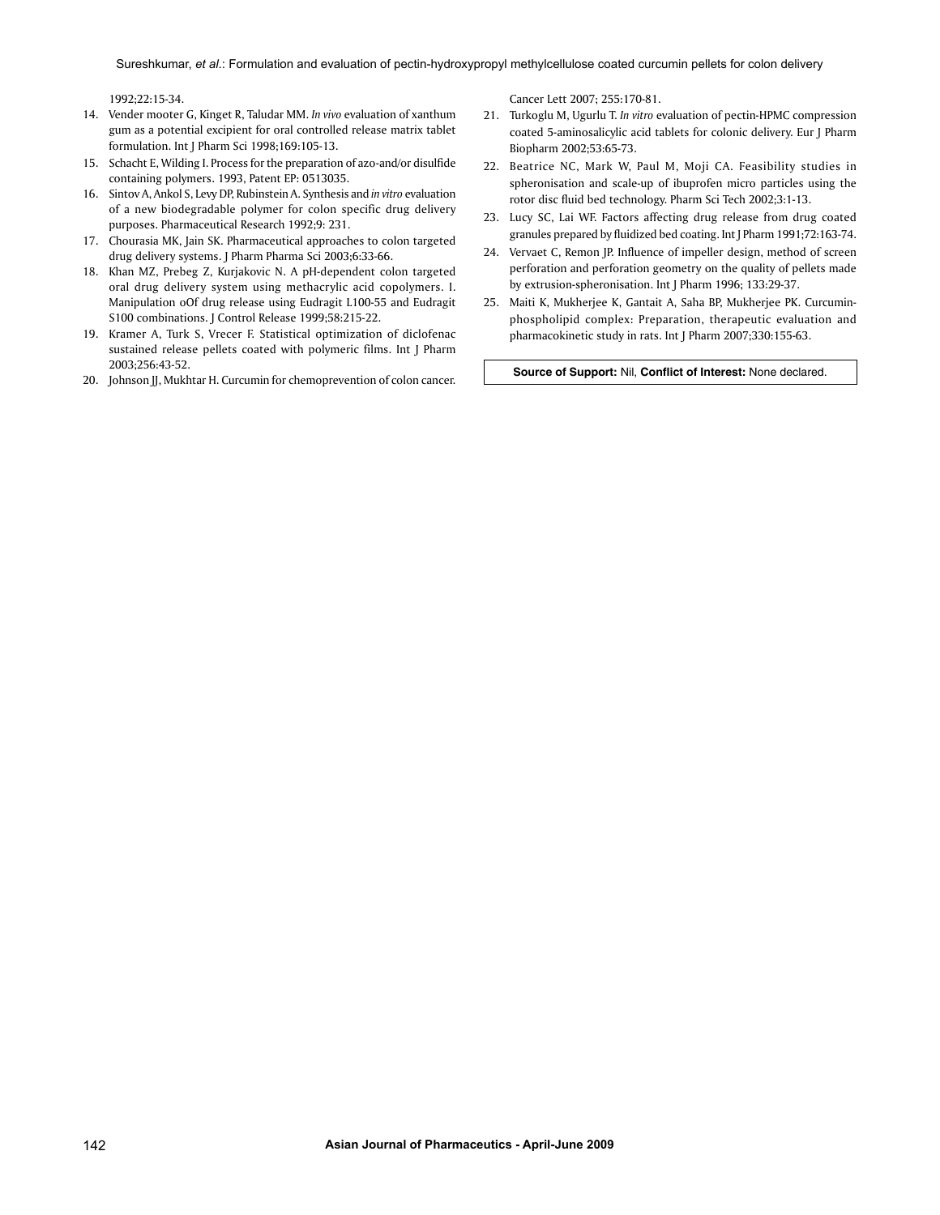1992;22:15-34.

14. Vender mooter G, Kinget R, Taludar MM. *In vivo* evaluation of xanthum gum as a potential excipient for oral controlled release matrix tablet formulation. Int J Pharm Sci 1998;169:105-13.
15. Schacht E, Wilding I. Process for the preparation of azo-and/or disulfide containing polymers. 1993, Patent EP: 0513035.
16. Sintov A, Ankol S, Levy DP, Rubinstein A. Synthesis and *in vitro* evaluation of a new biodegradable polymer for colon specific drug delivery purposes. Pharmaceutical Research 1992;9: 231.
17. Chourasia MK, Jain SK. Pharmaceutical approaches to colon targeted drug delivery systems. J Pharm Pharma Sci 2003;6:33-66.
18. Khan MZ, Prebeg Z, Kurjakovic N. A pH-dependent colon targeted oral drug delivery system using methacrylic acid copolymers. I. Manipulation oOf drug release using Eudragit L100-55 and Eudragit S100 combinations. J Control Release 1999;58:215-22.
19. Kramer A, Turk S, Vrecer F. Statistical optimization of diclofenac sustained release pellets coated with polymeric films. Int J Pharm 2003;256:43-52.
20. Johnson JJ, Mukhtar H. Curcumin for chemoprevention of colon cancer. Cancer Lett 2007; 255:170-81.
21. Turkoglu M, Ugurlu T. *In vitro* evaluation of pectin-HPMC compression coated 5-aminosalicylic acid tablets for colonic delivery. Eur J Pharm Biopharm 2002;53:65-73.
22. Beatrice NC, Mark W, Paul M, Moji CA. Feasibility studies in spheronisation and scale-up of ibuprofen micro particles using the rotor disc fluid bed technology. Pharm Sci Tech 2002;3:1-13.
23. Lucy SC, Lai WF. Factors affecting drug release from drug coated granules prepared by fluidized bed coating. Int J Pharm 1991;72:163-74.
24. Vervaet C, Remon JP. Influence of impeller design, method of screen perforation and perforation geometry on the quality of pellets made by extrusion-spheronisation. Int J Pharm 1996; 133:29-37.
25. Maiti K, Mukherjee K, Gantait A, Saha BP, Mukherjee PK. Curcumin-phospholipid complex: Preparation, therapeutic evaluation and pharmacokinetic study in rats. Int J Pharm 2007;330:155-63.

**Source of Support:** Nil, **Conflict of Interest:** None declared.